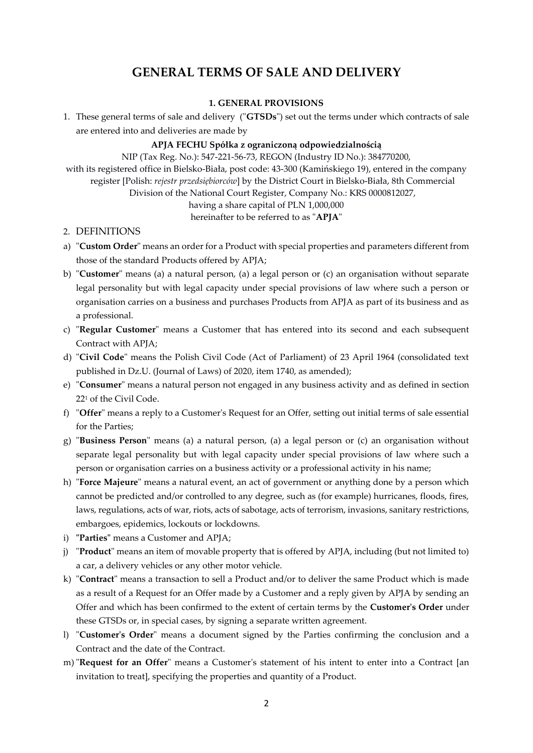# GENERAL TERMS OF SALE AND DELIVERY

### 1. GENERAL PROVISIONS

1. These general terms of sale and delivery ("**GTSDs**") set out the terms under which contracts of sale are entered into and deliveries are made by

**APJA FECHU Spółka z ograniczoną odpowiedzialnością**
NIP (Tax Reg. No.): 547-221-56-73, REGON (Industry ID No.): 384770200,
with its registered office in Bielsko-Biała, post code: 43-300 (Kamińskiego 19), entered in the company register [Polish: *rejestr przedsiębiorców*] by the District Court in Bielsko-Biała, 8th Commercial Division of the National Court Register, Company No.: KRS 0000812027,
having a share capital of PLN 1,000,000
hereinafter to be referred to as "**APJA**"

2. DEFINITIONS

a) "**Custom Order**" means an order for a Product with special properties and parameters different from those of the standard Products offered by APJA;
b) "**Customer**" means (a) a natural person, (a) a legal person or (c) an organisation without separate legal personality but with legal capacity under special provisions of law where such a person or organisation carries on a business and purchases Products from APJA as part of its business and as a professional.
c) "**Regular Customer**" means a Customer that has entered into its second and each subsequent Contract with APJA;
d) "**Civil Code**" means the Polish Civil Code (Act of Parliament) of 23 April 1964 (consolidated text published in Dz.U. (Journal of Laws) of 2020, item 1740, as amended);
e) "**Consumer**" means a natural person not engaged in any business activity and as defined in section 22[1] of the Civil Code.
f) "**Offer**" means a reply to a Customer's Request for an Offer, setting out initial terms of sale essential for the Parties;
g) "**Business Person**" means (a) a natural person, (a) a legal person or (c) an organisation without separate legal personality but with legal capacity under special provisions of law where such a person or organisation carries on a business activity or a professional activity in his name;
h) "**Force Majeure**" means a natural event, an act of government or anything done by a person which cannot be predicted and/or controlled to any degree, such as (for example) hurricanes, floods, fires, laws, regulations, acts of war, riots, acts of sabotage, acts of terrorism, invasions, sanitary restrictions, embargoes, epidemics, lockouts or lockdowns.
i) **"Parties"** means a Customer and APJA;
j) "**Product**" means an item of movable property that is offered by APJA, including (but not limited to) a car, a delivery vehicles or any other motor vehicle.
k) "**Contract**" means a transaction to sell a Product and/or to deliver the same Product which is made as a result of a Request for an Offer made by a Customer and a reply given by APJA by sending an Offer and which has been confirmed to the extent of certain terms by the **Customer's Order** under these GTSDs or, in special cases, by signing a separate written agreement.
l) "**Customer's Order**" means a document signed by the Parties confirming the conclusion and a Contract and the date of the Contract.
m) "**Request for an Offer**" means a Customer's statement of his intent to enter into a Contract [an invitation to treat], specifying the properties and quantity of a Product.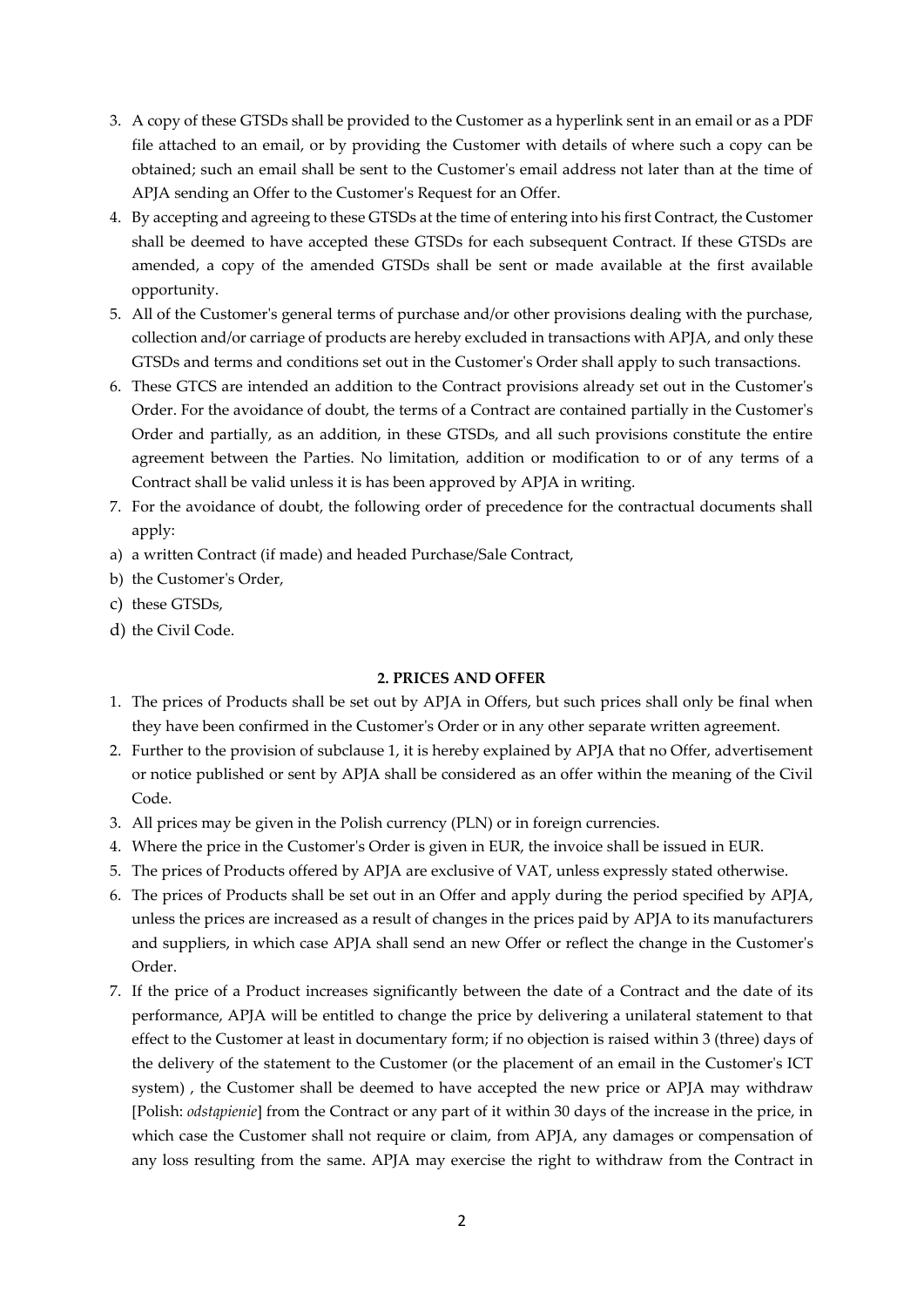3. A copy of these GTSDs shall be provided to the Customer as a hyperlink sent in an email or as a PDF file attached to an email, or by providing the Customer with details of where such a copy can be obtained; such an email shall be sent to the Customer's email address not later than at the time of APJA sending an Offer to the Customer's Request for an Offer.
4. By accepting and agreeing to these GTSDs at the time of entering into his first Contract, the Customer shall be deemed to have accepted these GTSDs for each subsequent Contract. If these GTSDs are amended, a copy of the amended GTSDs shall be sent or made available at the first available opportunity.
5. All of the Customer's general terms of purchase and/or other provisions dealing with the purchase, collection and/or carriage of products are hereby excluded in transactions with APJA, and only these GTSDs and terms and conditions set out in the Customer's Order shall apply to such transactions.
6. These GTCS are intended an addition to the Contract provisions already set out in the Customer's Order. For the avoidance of doubt, the terms of a Contract are contained partially in the Customer's Order and partially, as an addition, in these GTSDs, and all such provisions constitute the entire agreement between the Parties. No limitation, addition or modification to or of any terms of a Contract shall be valid unless it is has been approved by APJA in writing.
7. For the avoidance of doubt, the following order of precedence for the contractual documents shall apply:

a) a written Contract (if made) and headed Purchase/Sale Contract,
b) the Customer's Order,
c) these GTSDs,
d) the Civil Code.

**2. PRICES AND OFFER**

1. The prices of Products shall be set out by APJA in Offers, but such prices shall only be final when they have been confirmed in the Customer's Order or in any other separate written agreement.
2. Further to the provision of subclause 1, it is hereby explained by APJA that no Offer, advertisement or notice published or sent by APJA shall be considered as an offer within the meaning of the Civil Code.
3. All prices may be given in the Polish currency (PLN) or in foreign currencies.
4. Where the price in the Customer's Order is given in EUR, the invoice shall be issued in EUR.
5. The prices of Products offered by APJA are exclusive of VAT, unless expressly stated otherwise.
6. The prices of Products shall be set out in an Offer and apply during the period specified by APJA, unless the prices are increased as a result of changes in the prices paid by APJA to its manufacturers and suppliers, in which case APJA shall send an new Offer or reflect the change in the Customer's Order.
7. If the price of a Product increases significantly between the date of a Contract and the date of its performance, APJA will be entitled to change the price by delivering a unilateral statement to that effect to the Customer at least in documentary form; if no objection is raised within 3 (three) days of the delivery of the statement to the Customer (or the placement of an email in the Customer's ICT system) , the Customer shall be deemed to have accepted the new price or APJA may withdraw [Polish: *odstąpienie*] from the Contract or any part of it within 30 days of the increase in the price, in which case the Customer shall not require or claim, from APJA, any damages or compensation of any loss resulting from the same. APJA may exercise the right to withdraw from the Contract in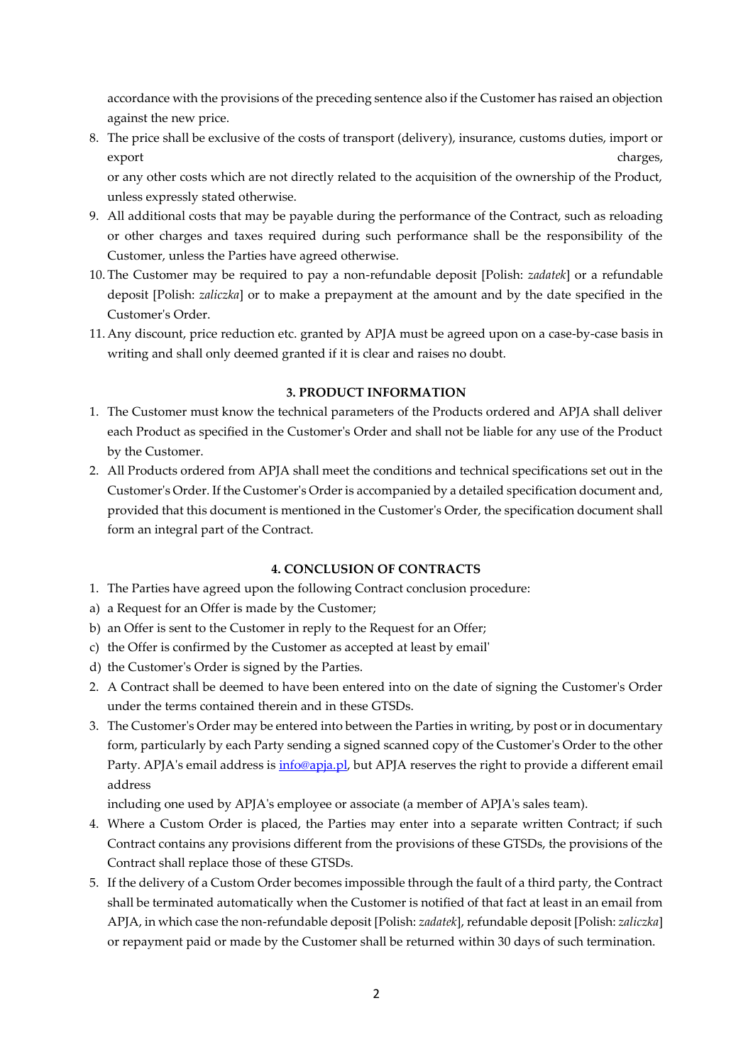accordance with the provisions of the preceding sentence also if the Customer has raised an objection against the new price.

8. The price shall be exclusive of the costs of transport (delivery), insurance, customs duties, import or export charges, or any other costs which are not directly related to the acquisition of the ownership of the Product, unless expressly stated otherwise.
9. All additional costs that may be payable during the performance of the Contract, such as reloading or other charges and taxes required during such performance shall be the responsibility of the Customer, unless the Parties have agreed otherwise.
10. The Customer may be required to pay a non-refundable deposit [Polish: *zadatek*] or a refundable deposit [Polish: *zaliczka*] or to make a prepayment at the amount and by the date specified in the Customer's Order.
11. Any discount, price reduction etc. granted by APJA must be agreed upon on a case-by-case basis in writing and shall only deemed granted if it is clear and raises no doubt.

**3. PRODUCT INFORMATION**

1. The Customer must know the technical parameters of the Products ordered and APJA shall deliver each Product as specified in the Customer's Order and shall not be liable for any use of the Product by the Customer.
2. All Products ordered from APJA shall meet the conditions and technical specifications set out in the Customer's Order. If the Customer's Order is accompanied by a detailed specification document and, provided that this document is mentioned in the Customer's Order, the specification document shall form an integral part of the Contract.

**4. CONCLUSION OF CONTRACTS**

1. The Parties have agreed upon the following Contract conclusion procedure:

a) a Request for an Offer is made by the Customer;
b) an Offer is sent to the Customer in reply to the Request for an Offer;
c) the Offer is confirmed by the Customer as accepted at least by email'
d) the Customer's Order is signed by the Parties.

2. A Contract shall be deemed to have been entered into on the date of signing the Customer's Order under the terms contained therein and in these GTSDs.
3. The Customer's Order may be entered into between the Parties in writing, by post or in documentary form, particularly by each Party sending a signed scanned copy of the Customer's Order to the other Party. APJA's email address is info@apja.pl, but APJA reserves the right to provide a different email address including one used by APJA's employee or associate (a member of APJA's sales team).
4. Where a Custom Order is placed, the Parties may enter into a separate written Contract; if such Contract contains any provisions different from the provisions of these GTSDs, the provisions of the Contract shall replace those of these GTSDs.
5. If the delivery of a Custom Order becomes impossible through the fault of a third party, the Contract shall be terminated automatically when the Customer is notified of that fact at least in an email from APJA, in which case the non-refundable deposit [Polish: *zadatek*], refundable deposit [Polish: *zaliczka*] or repayment paid or made by the Customer shall be returned within 30 days of such termination.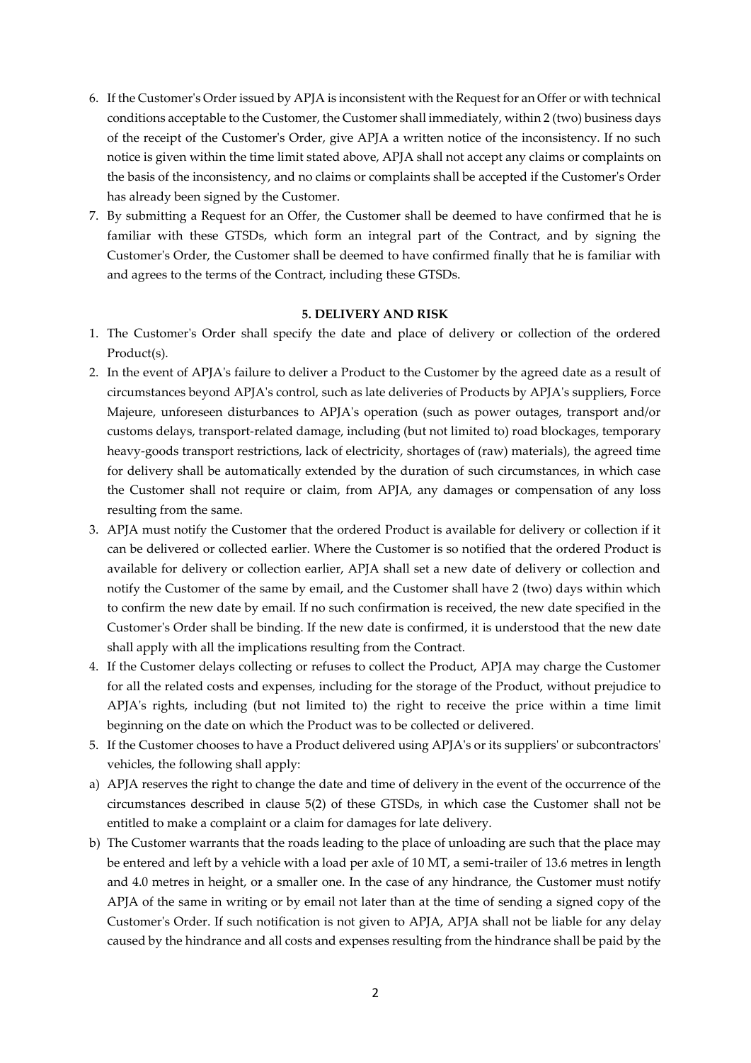6. If the Customer's Order issued by APJA is inconsistent with the Request for an Offer or with technical conditions acceptable to the Customer, the Customer shall immediately, within 2 (two) business days of the receipt of the Customer's Order, give APJA a written notice of the inconsistency. If no such notice is given within the time limit stated above, APJA shall not accept any claims or complaints on the basis of the inconsistency, and no claims or complaints shall be accepted if the Customer's Order has already been signed by the Customer.
7. By submitting a Request for an Offer, the Customer shall be deemed to have confirmed that he is familiar with these GTSDs, which form an integral part of the Contract, and by signing the Customer's Order, the Customer shall be deemed to have confirmed finally that he is familiar with and agrees to the terms of the Contract, including these GTSDs.

## 5. DELIVERY AND RISK

1. The Customer's Order shall specify the date and place of delivery or collection of the ordered Product(s).
2. In the event of APJA's failure to deliver a Product to the Customer by the agreed date as a result of circumstances beyond APJA's control, such as late deliveries of Products by APJA's suppliers, Force Majeure, unforeseen disturbances to APJA's operation (such as power outages, transport and/or customs delays, transport-related damage, including (but not limited to) road blockages, temporary heavy-goods transport restrictions, lack of electricity, shortages of (raw) materials), the agreed time for delivery shall be automatically extended by the duration of such circumstances, in which case the Customer shall not require or claim, from APJA, any damages or compensation of any loss resulting from the same.
3. APJA must notify the Customer that the ordered Product is available for delivery or collection if it can be delivered or collected earlier. Where the Customer is so notified that the ordered Product is available for delivery or collection earlier, APJA shall set a new date of delivery or collection and notify the Customer of the same by email, and the Customer shall have 2 (two) days within which to confirm the new date by email. If no such confirmation is received, the new date specified in the Customer's Order shall be binding. If the new date is confirmed, it is understood that the new date shall apply with all the implications resulting from the Contract.
4. If the Customer delays collecting or refuses to collect the Product, APJA may charge the Customer for all the related costs and expenses, including for the storage of the Product, without prejudice to APJA's rights, including (but not limited to) the right to receive the price within a time limit beginning on the date on which the Product was to be collected or delivered.
5. If the Customer chooses to have a Product delivered using APJA's or its suppliers' or subcontractors' vehicles, the following shall apply:

a) APJA reserves the right to change the date and time of delivery in the event of the occurrence of the circumstances described in clause 5(2) of these GTSDs, in which case the Customer shall not be entitled to make a complaint or a claim for damages for late delivery.

b) The Customer warrants that the roads leading to the place of unloading are such that the place may be entered and left by a vehicle with a load per axle of 10 MT, a semi-trailer of 13.6 metres in length and 4.0 metres in height, or a smaller one. In the case of any hindrance, the Customer must notify APJA of the same in writing or by email not later than at the time of sending a signed copy of the Customer's Order. If such notification is not given to APJA, APJA shall not be liable for any delay caused by the hindrance and all costs and expenses resulting from the hindrance shall be paid by the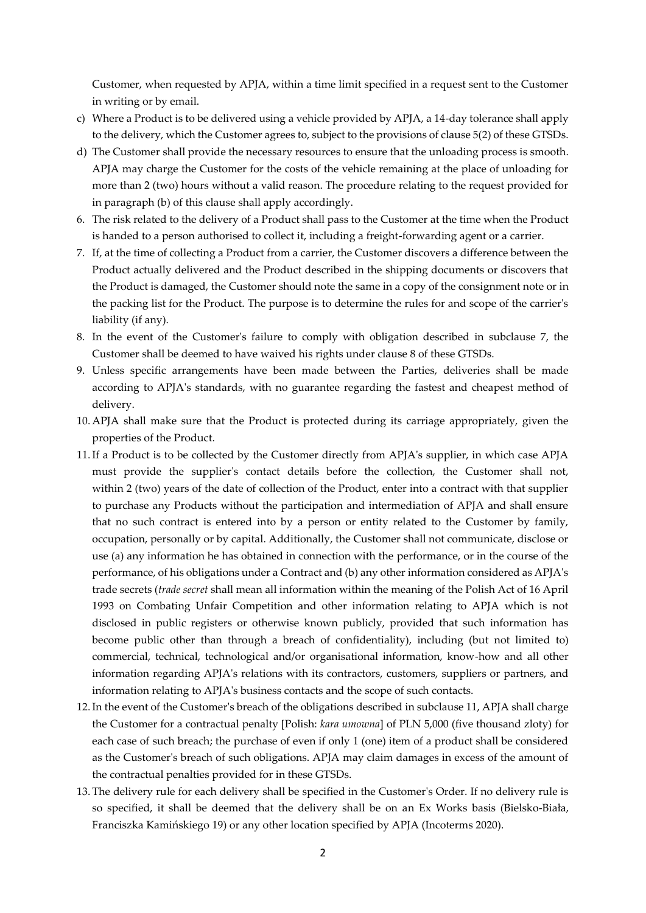Customer, when requested by APJA, within a time limit specified in a request sent to the Customer in writing or by email.

c) Where a Product is to be delivered using a vehicle provided by APJA, a 14-day tolerance shall apply to the delivery, which the Customer agrees to, subject to the provisions of clause 5(2) of these GTSDs.

d) The Customer shall provide the necessary resources to ensure that the unloading process is smooth. APJA may charge the Customer for the costs of the vehicle remaining at the place of unloading for more than 2 (two) hours without a valid reason. The procedure relating to the request provided for in paragraph (b) of this clause shall apply accordingly.

6. The risk related to the delivery of a Product shall pass to the Customer at the time when the Product is handed to a person authorised to collect it, including a freight-forwarding agent or a carrier.

7. If, at the time of collecting a Product from a carrier, the Customer discovers a difference between the Product actually delivered and the Product described in the shipping documents or discovers that the Product is damaged, the Customer should note the same in a copy of the consignment note or in the packing list for the Product. The purpose is to determine the rules for and scope of the carrier's liability (if any).

8. In the event of the Customer's failure to comply with obligation described in subclause 7, the Customer shall be deemed to have waived his rights under clause 8 of these GTSDs.

9. Unless specific arrangements have been made between the Parties, deliveries shall be made according to APJA's standards, with no guarantee regarding the fastest and cheapest method of delivery.

10. APJA shall make sure that the Product is protected during its carriage appropriately, given the properties of the Product.

11. If a Product is to be collected by the Customer directly from APJA's supplier, in which case APJA must provide the supplier's contact details before the collection, the Customer shall not, within 2 (two) years of the date of collection of the Product, enter into a contract with that supplier to purchase any Products without the participation and intermediation of APJA and shall ensure that no such contract is entered into by a person or entity related to the Customer by family, occupation, personally or by capital. Additionally, the Customer shall not communicate, disclose or use (a) any information he has obtained in connection with the performance, or in the course of the performance, of his obligations under a Contract and (b) any other information considered as APJA's trade secrets (*trade secret* shall mean all information within the meaning of the Polish Act of 16 April 1993 on Combating Unfair Competition and other information relating to APJA which is not disclosed in public registers or otherwise known publicly, provided that such information has become public other than through a breach of confidentiality), including (but not limited to) commercial, technical, technological and/or organisational information, know-how and all other information regarding APJA's relations with its contractors, customers, suppliers or partners, and information relating to APJA's business contacts and the scope of such contacts.

12. In the event of the Customer's breach of the obligations described in subclause 11, APJA shall charge the Customer for a contractual penalty [Polish: *kara umowna*] of PLN 5,000 (five thousand zloty) for each case of such breach; the purchase of even if only 1 (one) item of a product shall be considered as the Customer's breach of such obligations. APJA may claim damages in excess of the amount of the contractual penalties provided for in these GTSDs.

13. The delivery rule for each delivery shall be specified in the Customer's Order. If no delivery rule is so specified, it shall be deemed that the delivery shall be on an Ex Works basis (Bielsko-Biała, Franciszka Kamińskiego 19) or any other location specified by APJA (Incoterms 2020).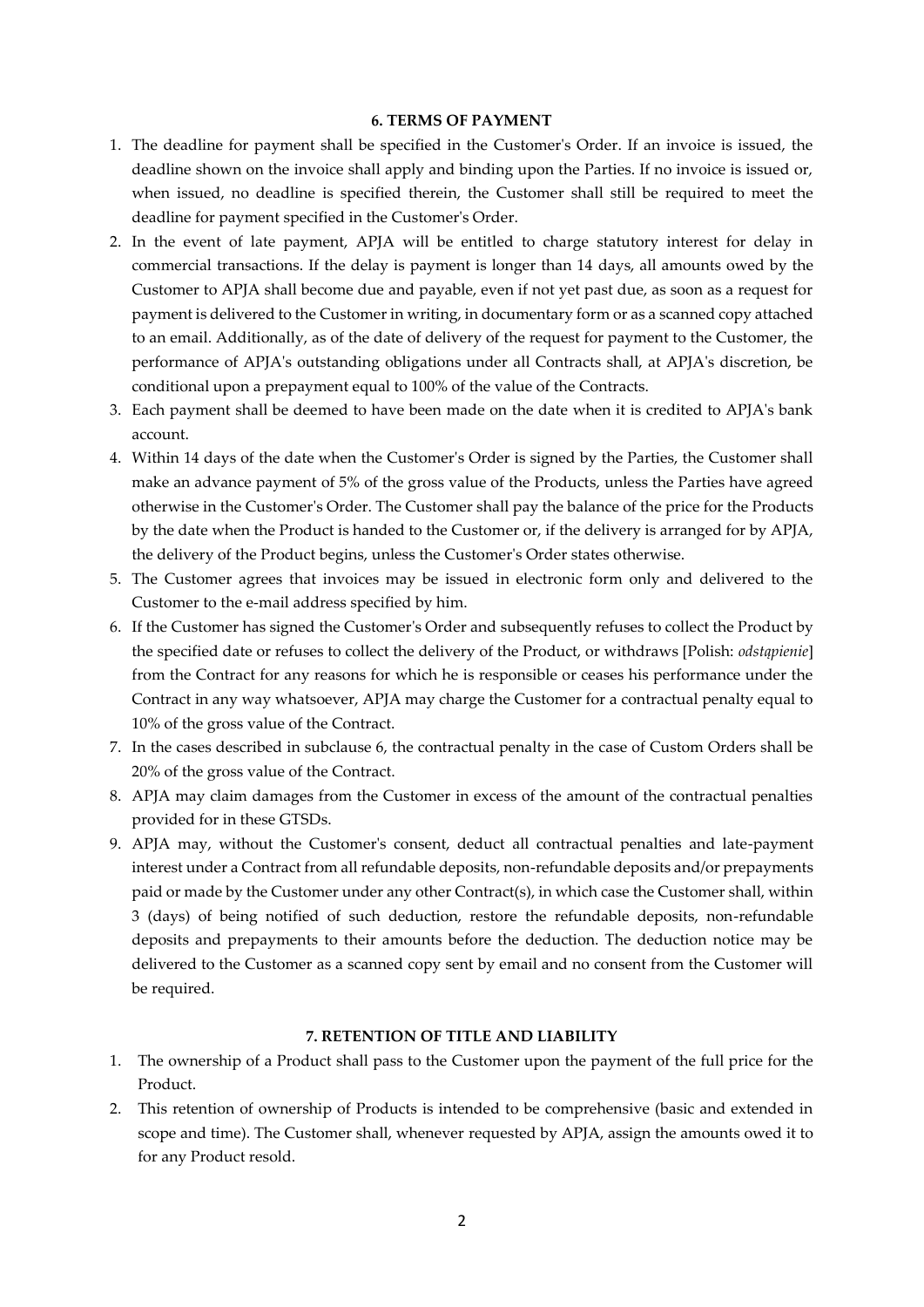## 6. TERMS OF PAYMENT

1. The deadline for payment shall be specified in the Customer's Order. If an invoice is issued, the deadline shown on the invoice shall apply and binding upon the Parties. If no invoice is issued or, when issued, no deadline is specified therein, the Customer shall still be required to meet the deadline for payment specified in the Customer's Order.
2. In the event of late payment, APJA will be entitled to charge statutory interest for delay in commercial transactions. If the delay is payment is longer than 14 days, all amounts owed by the Customer to APJA shall become due and payable, even if not yet past due, as soon as a request for payment is delivered to the Customer in writing, in documentary form or as a scanned copy attached to an email. Additionally, as of the date of delivery of the request for payment to the Customer, the performance of APJA's outstanding obligations under all Contracts shall, at APJA's discretion, be conditional upon a prepayment equal to 100% of the value of the Contracts.
3. Each payment shall be deemed to have been made on the date when it is credited to APJA's bank account.
4. Within 14 days of the date when the Customer's Order is signed by the Parties, the Customer shall make an advance payment of 5% of the gross value of the Products, unless the Parties have agreed otherwise in the Customer's Order. The Customer shall pay the balance of the price for the Products by the date when the Product is handed to the Customer or, if the delivery is arranged for by APJA, the delivery of the Product begins, unless the Customer's Order states otherwise.
5. The Customer agrees that invoices may be issued in electronic form only and delivered to the Customer to the e-mail address specified by him.
6. If the Customer has signed the Customer's Order and subsequently refuses to collect the Product by the specified date or refuses to collect the delivery of the Product, or withdraws [Polish: *odstąpienie*] from the Contract for any reasons for which he is responsible or ceases his performance under the Contract in any way whatsoever, APJA may charge the Customer for a contractual penalty equal to 10% of the gross value of the Contract.
7. In the cases described in subclause 6, the contractual penalty in the case of Custom Orders shall be 20% of the gross value of the Contract.
8. APJA may claim damages from the Customer in excess of the amount of the contractual penalties provided for in these GTSDs.
9. APJA may, without the Customer's consent, deduct all contractual penalties and late-payment interest under a Contract from all refundable deposits, non-refundable deposits and/or prepayments paid or made by the Customer under any other Contract(s), in which case the Customer shall, within 3 (days) of being notified of such deduction, restore the refundable deposits, non-refundable deposits and prepayments to their amounts before the deduction. The deduction notice may be delivered to the Customer as a scanned copy sent by email and no consent from the Customer will be required.

## 7. RETENTION OF TITLE AND LIABILITY

1. The ownership of a Product shall pass to the Customer upon the payment of the full price for the Product.
2. This retention of ownership of Products is intended to be comprehensive (basic and extended in scope and time). The Customer shall, whenever requested by APJA, assign the amounts owed it to for any Product resold.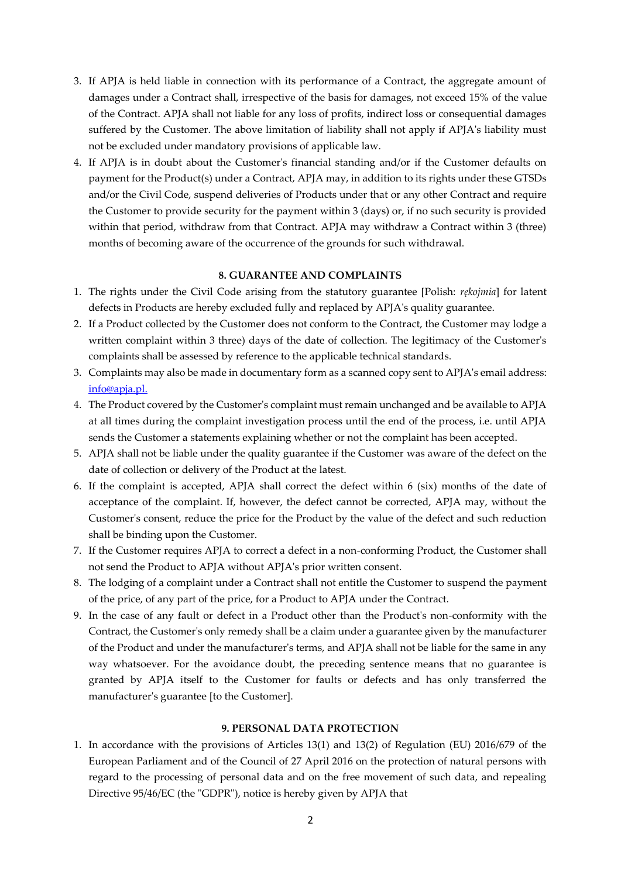3. If APJA is held liable in connection with its performance of a Contract, the aggregate amount of damages under a Contract shall, irrespective of the basis for damages, not exceed 15% of the value of the Contract. APJA shall not liable for any loss of profits, indirect loss or consequential damages suffered by the Customer. The above limitation of liability shall not apply if APJA's liability must not be excluded under mandatory provisions of applicable law.
4. If APJA is in doubt about the Customer's financial standing and/or if the Customer defaults on payment for the Product(s) under a Contract, APJA may, in addition to its rights under these GTSDs and/or the Civil Code, suspend deliveries of Products under that or any other Contract and require the Customer to provide security for the payment within 3 (days) or, if no such security is provided within that period, withdraw from that Contract. APJA may withdraw a Contract within 3 (three) months of becoming aware of the occurrence of the grounds for such withdrawal.

### 8. GUARANTEE AND COMPLAINTS

1. The rights under the Civil Code arising from the statutory guarantee [Polish: *rękojmia*] for latent defects in Products are hereby excluded fully and replaced by APJA's quality guarantee.
2. If a Product collected by the Customer does not conform to the Contract, the Customer may lodge a written complaint within 3 three) days of the date of collection. The legitimacy of the Customer's complaints shall be assessed by reference to the applicable technical standards.
3. Complaints may also be made in documentary form as a scanned copy sent to APJA's email address: info@apja.pl.
4. The Product covered by the Customer's complaint must remain unchanged and be available to APJA at all times during the complaint investigation process until the end of the process, i.e. until APJA sends the Customer a statements explaining whether or not the complaint has been accepted.
5. APJA shall not be liable under the quality guarantee if the Customer was aware of the defect on the date of collection or delivery of the Product at the latest.
6. If the complaint is accepted, APJA shall correct the defect within 6 (six) months of the date of acceptance of the complaint. If, however, the defect cannot be corrected, APJA may, without the Customer's consent, reduce the price for the Product by the value of the defect and such reduction shall be binding upon the Customer.
7. If the Customer requires APJA to correct a defect in a non-conforming Product, the Customer shall not send the Product to APJA without APJA's prior written consent.
8. The lodging of a complaint under a Contract shall not entitle the Customer to suspend the payment of the price, of any part of the price, for a Product to APJA under the Contract.
9. In the case of any fault or defect in a Product other than the Product's non-conformity with the Contract, the Customer's only remedy shall be a claim under a guarantee given by the manufacturer of the Product and under the manufacturer's terms, and APJA shall not be liable for the same in any way whatsoever. For the avoidance doubt, the preceding sentence means that no guarantee is granted by APJA itself to the Customer for faults or defects and has only transferred the manufacturer's guarantee [to the Customer].

### 9. PERSONAL DATA PROTECTION

1. In accordance with the provisions of Articles 13(1) and 13(2) of Regulation (EU) 2016/679 of the European Parliament and of the Council of 27 April 2016 on the protection of natural persons with regard to the processing of personal data and on the free movement of such data, and repealing Directive 95/46/EC (the "GDPR"), notice is hereby given by APJA that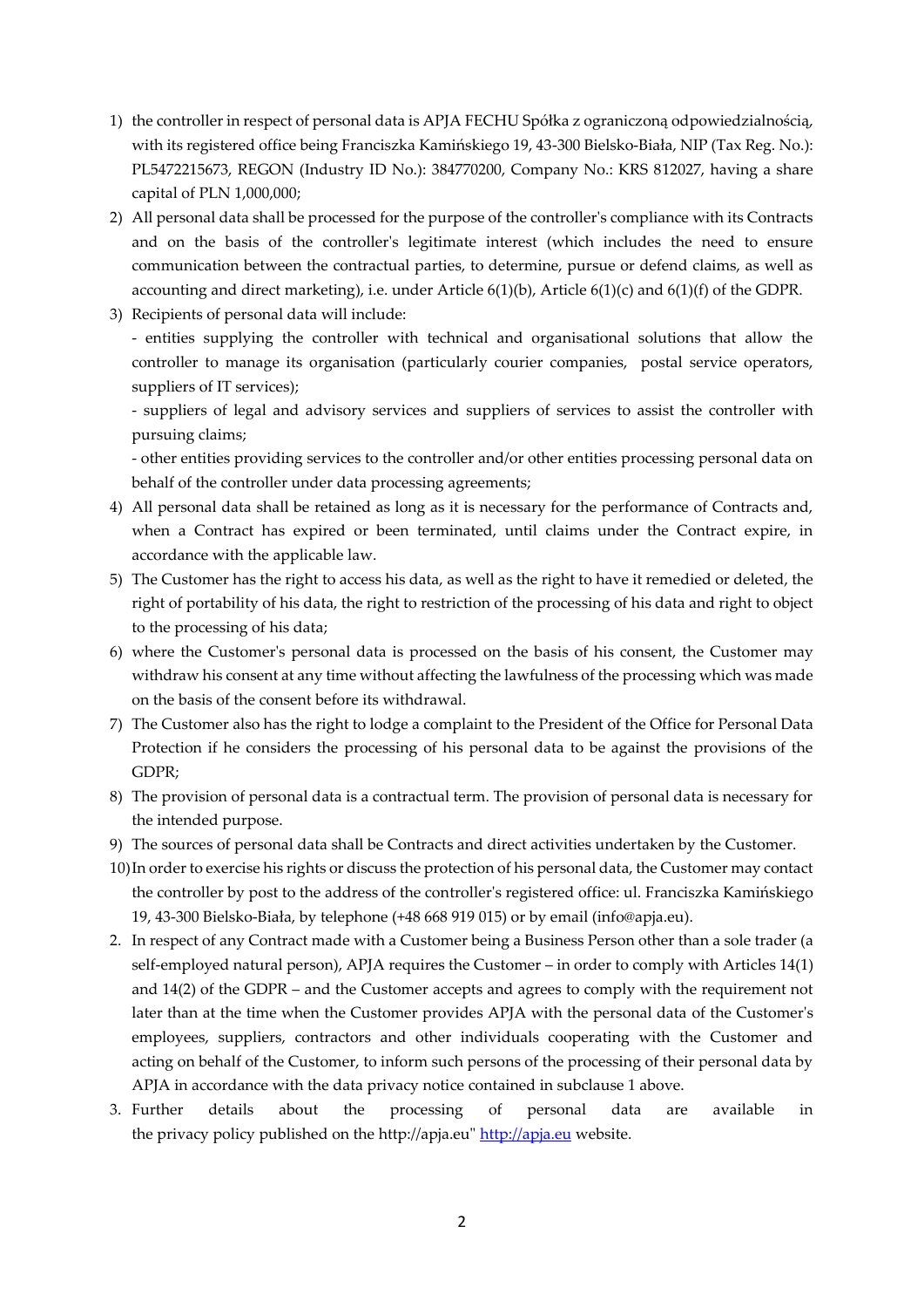1) the controller in respect of personal data is APJA FECHU Spółka z ograniczoną odpowiedzialnością, with its registered office being Franciszka Kamińskiego 19, 43-300 Bielsko-Biała, NIP (Tax Reg. No.): PL5472215673, REGON (Industry ID No.): 384770200, Company No.: KRS 812027, having a share capital of PLN 1,000,000;
2) All personal data shall be processed for the purpose of the controller's compliance with its Contracts and on the basis of the controller's legitimate interest (which includes the need to ensure communication between the contractual parties, to determine, pursue or defend claims, as well as accounting and direct marketing), i.e. under Article 6(1)(b), Article 6(1)(c) and 6(1)(f) of the GDPR.
3) Recipients of personal data will include:
   - entities supplying the controller with technical and organisational solutions that allow the controller to manage its organisation (particularly courier companies, postal service operators, suppliers of IT services);
   - suppliers of legal and advisory services and suppliers of services to assist the controller with pursuing claims;
   - other entities providing services to the controller and/or other entities processing personal data on behalf of the controller under data processing agreements;
4) All personal data shall be retained as long as it is necessary for the performance of Contracts and, when a Contract has expired or been terminated, until claims under the Contract expire, in accordance with the applicable law.
5) The Customer has the right to access his data, as well as the right to have it remedied or deleted, the right of portability of his data, the right to restriction of the processing of his data and right to object to the processing of his data;
6) where the Customer's personal data is processed on the basis of his consent, the Customer may withdraw his consent at any time without affecting the lawfulness of the processing which was made on the basis of the consent before its withdrawal.
7) The Customer also has the right to lodge a complaint to the President of the Office for Personal Data Protection if he considers the processing of his personal data to be against the provisions of the GDPR;
8) The provision of personal data is a contractual term. The provision of personal data is necessary for the intended purpose.
9) The sources of personal data shall be Contracts and direct activities undertaken by the Customer.
10) In order to exercise his rights or discuss the protection of his personal data, the Customer may contact the controller by post to the address of the controller's registered office: ul. Franciszka Kamińskiego 19, 43-300 Bielsko-Biała, by telephone (+48 668 919 015) or by email (info@apja.eu).

2. In respect of any Contract made with a Customer being a Business Person other than a sole trader (a self-employed natural person), APJA requires the Customer – in order to comply with Articles 14(1) and 14(2) of the GDPR – and the Customer accepts and agrees to comply with the requirement not later than at the time when the Customer provides APJA with the personal data of the Customer's employees, suppliers, contractors and other individuals cooperating with the Customer and acting on behalf of the Customer, to inform such persons of the processing of their personal data by APJA in accordance with the data privacy notice contained in subclause 1 above.
3. Further details about the processing of personal data are available in the privacy policy published on the http://apja.eu" [http://apja.eu](http://apja.eu) website.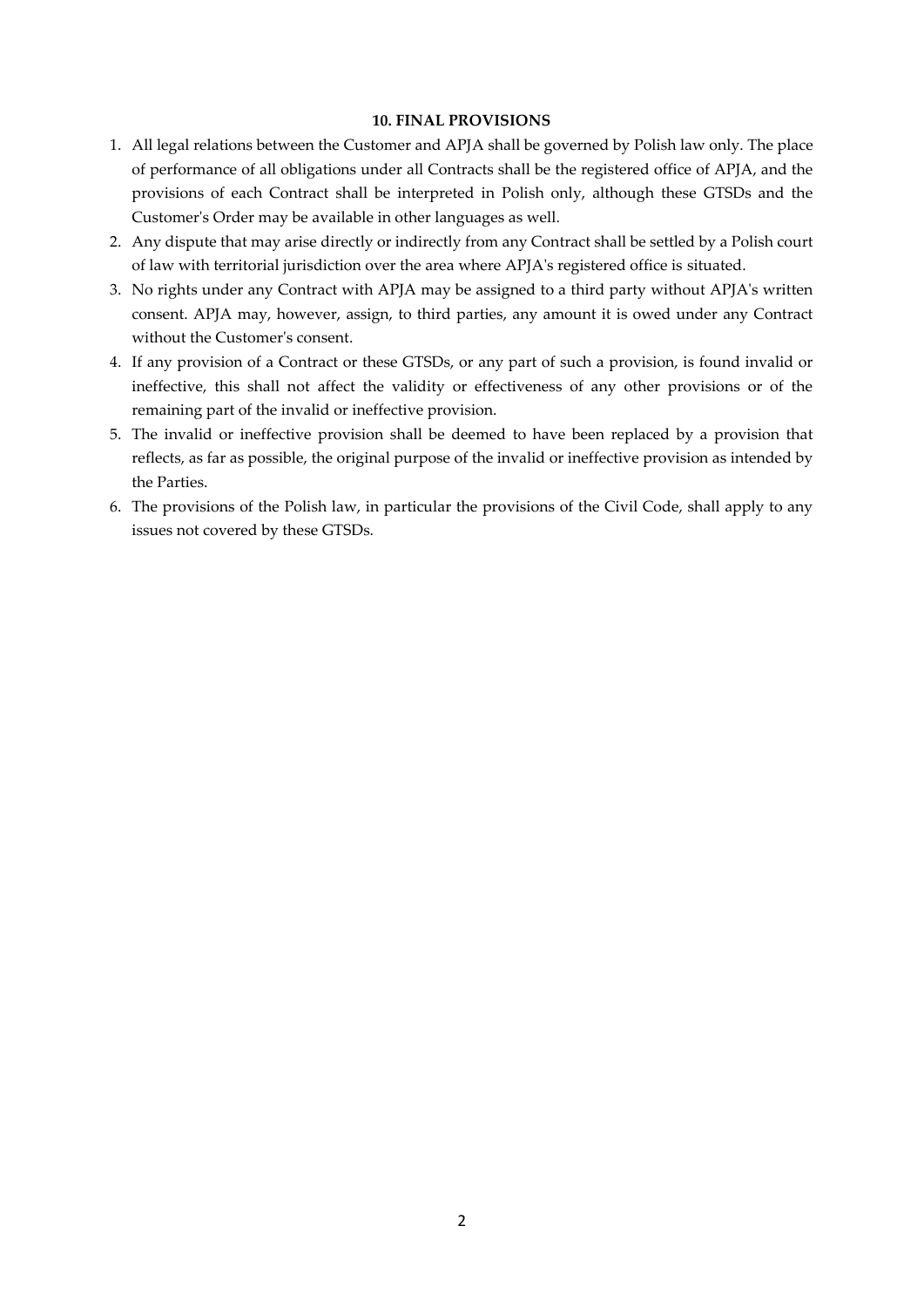**10. FINAL PROVISIONS**

1. All legal relations between the Customer and APJA shall be governed by Polish law only. The place of performance of all obligations under all Contracts shall be the registered office of APJA, and the provisions of each Contract shall be interpreted in Polish only, although these GTSDs and the Customer's Order may be available in other languages as well.
2. Any dispute that may arise directly or indirectly from any Contract shall be settled by a Polish court of law with territorial jurisdiction over the area where APJA's registered office is situated.
3. No rights under any Contract with APJA may be assigned to a third party without APJA's written consent. APJA may, however, assign, to third parties, any amount it is owed under any Contract without the Customer's consent.
4. If any provision of a Contract or these GTSDs, or any part of such a provision, is found invalid or ineffective, this shall not affect the validity or effectiveness of any other provisions or of the remaining part of the invalid or ineffective provision.
5. The invalid or ineffective provision shall be deemed to have been replaced by a provision that reflects, as far as possible, the original purpose of the invalid or ineffective provision as intended by the Parties.
6. The provisions of the Polish law, in particular the provisions of the Civil Code, shall apply to any issues not covered by these GTSDs.